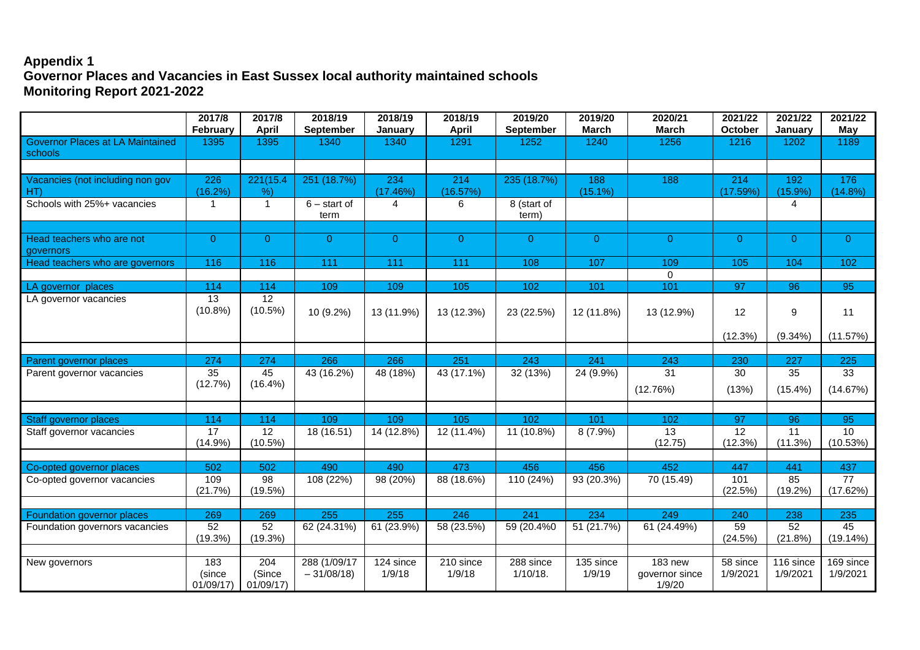## Appendix 1
## Governor Places and Vacancies in East Sussex local authority maintained schools
## Monitoring Report 2021-2022

| | 2017/8 February | 2017/8 April | 2018/19 September | 2018/19 January | 2018/19 April | 2019/20 September | 2019/20 March | 2020/21 March | 2021/22 October | 2021/22 January | 2021/22 May |
|---|---|---|---|---|---|---|---|---|---|---|---|
| Governor Places at LA Maintained schools | 1395 | 1395 | 1340 | 1340 | 1291 | 1252 | 1240 | 1256 | 1216 | 1202 | 1189 |
| | | | | | | | | | | | |
| Vacancies (not including non gov HT) | 226 (16.2%) | 221(15.4 %) | 251 (18.7%) | 234 (17.46%) | 214 (16.57%) | 235 (18.7%) | 188 (15.1%) | 188 | 214 (17.59%) | 192 (15.9%) | 176 (14.8%) |
| Schools with 25%+ vacancies | 1 | 1 | 6 – start of term | 4 | 6 | 8 (start of term) | | | | 4 | |
| | | | | | | | | | | | |
| Head teachers who are not governors | 0 | 0 | 0 | 0 | 0 | 0 | 0 | 0 | 0 | 0 | 0 |
| Head teachers who are governors | 116 | 116 | 111 | 111 | 111 | 108 | 107 | 109 | 105 | 104 | 102 |
| | | | | | | | | 0 | | | |
| LA governor places | 114 | 114 | 109 | 109 | 105 | 102 | 101 | 101 | 97 | 96 | 95 |
| LA governor vacancies | 13 (10.8%) | 12 (10.5%) | 10 (9.2%) | 13 (11.9%) | 13 (12.3%) | 23 (22.5%) | 12 (11.8%) | 13 (12.9%) | 12 (12.3%) | 9 (9.34%) | 11 (11.57%) |
| | | | | | | | | | | | |
| Parent governor places | 274 | 274 | 266 | 266 | 251 | 243 | 241 | 243 | 230 | 227 | 225 |
| Parent governor vacancies | 35 (12.7%) | 45 (16.4%) | 43 (16.2%) | 48 (18%) | 43 (17.1%) | 32 (13%) | 24 (9.9%) | 31 (12.76%) | 30 (13%) | 35 (15.4%) | 33 (14.67%) |
| | | | | | | | | | | | |
| Staff governor places | 114 | 114 | 109 | 109 | 105 | 102 | 101 | 102 | 97 | 96 | 95 |
| Staff governor vacancies | 17 (14.9%) | 12 (10.5%) | 18 (16.51) | 14 (12.8%) | 12 (11.4%) | 11 (10.8%) | 8 (7.9%) | 13 (12.75) | 12 (12.3%) | 11 (11.3%) | 10 (10.53%) |
| | | | | | | | | | | | |
| Co-opted governor places | 502 | 502 | 490 | 490 | 473 | 456 | 456 | 452 | 447 | 441 | 437 |
| Co-opted governor vacancies | 109 (21.7%) | 98 (19.5%) | 108 (22%) | 98 (20%) | 88 (18.6%) | 110 (24%) | 93 (20.3%) | 70 (15.49) | 101 (22.5%) | 85 (19.2%) | 77 (17.62%) |
| | | | | | | | | | | | |
| Foundation governor places | 269 | 269 | 255 | 255 | 246 | 241 | 234 | 249 | 240 | 238 | 235 |
| Foundation governors vacancies | 52 (19.3%) | 52 (19.3%) | 62 (24.31%) | 61 (23.9%) | 58 (23.5%) | 59 (20.4%0 | 51 (21.7%) | 61 (24.49%) | 59 (24.5%) | 52 (21.8%) | 45 (19.14%) |
| | | | | | | | | | | | |
| New governors | 183 (since 01/09/17) | 204 (Since 01/09/17) | 288 (1/09/17 – 31/08/18) | 124 since 1/9/18 | 210 since 1/9/18 | 288 since 1/10/18. | 135 since 1/9/19 | 183 new governor since 1/9/20 | 58 since 1/9/2021 | 116 since 1/9/2021 | 169 since 1/9/2021 |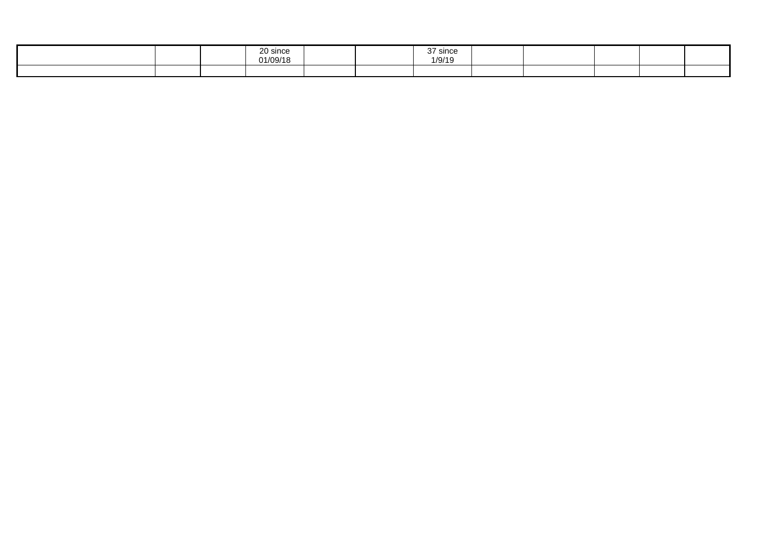| | | | | | | | | | | | |
|---|---|---|---|---|---|---|---|---|---|---|---|
| | | | 20 since 01/09/18 | | | 37 since 1/9/19 | | | | | |
| | | | | | | | | | | | |